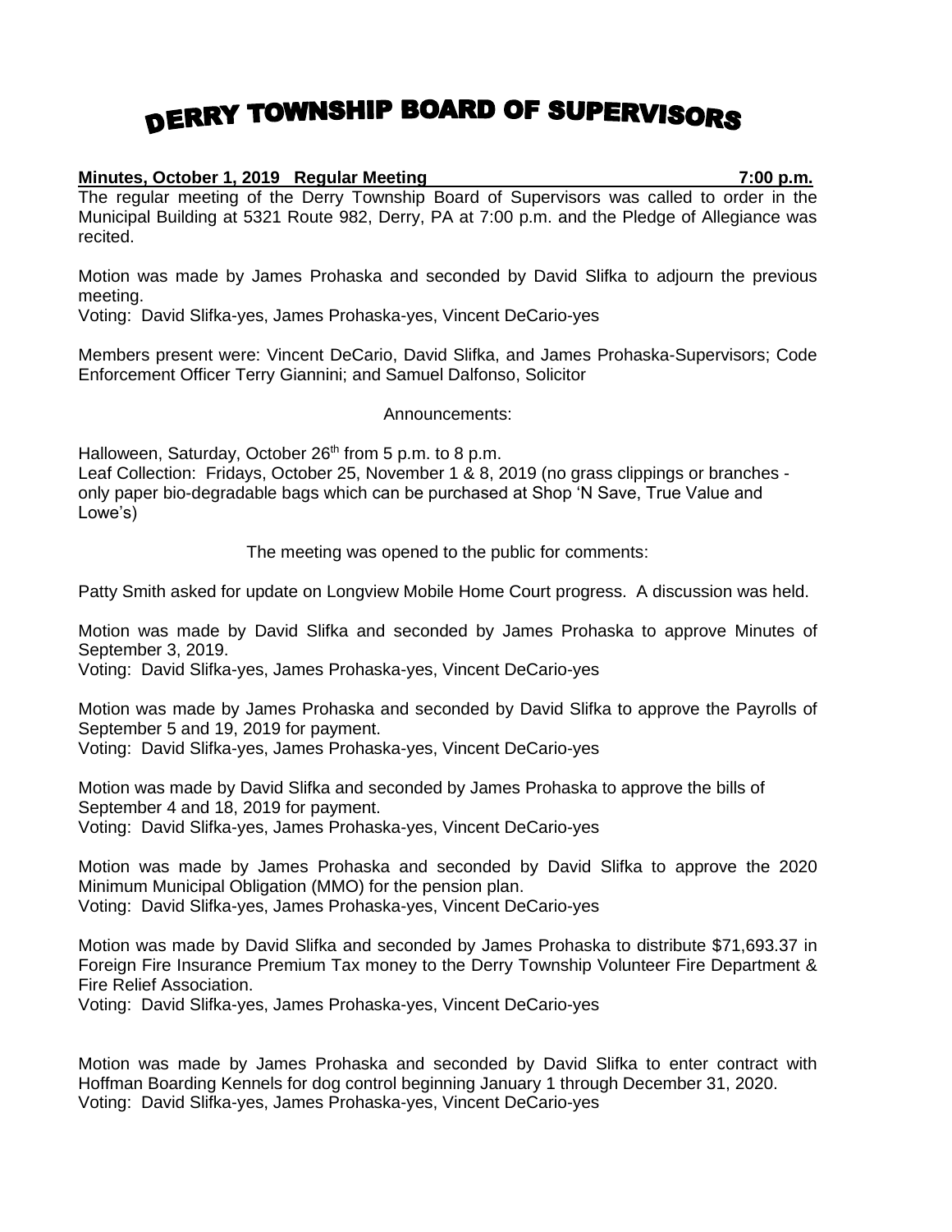# DERRY TOWNSHIP BOARD OF SUPERVISORS

**Minutes, October 1, 2019 Regular Meeting 7:00 p.m.**

The regular meeting of the Derry Township Board of Supervisors was called to order in the Municipal Building at 5321 Route 982, Derry, PA at 7:00 p.m. and the Pledge of Allegiance was recited.

Motion was made by James Prohaska and seconded by David Slifka to adjourn the previous meeting.
Voting: David Slifka-yes, James Prohaska-yes, Vincent DeCario-yes

Members present were: Vincent DeCario, David Slifka, and James Prohaska-Supervisors; Code Enforcement Officer Terry Giannini; and Samuel Dalfonso, Solicitor

Announcements:

Halloween, Saturday, October 26th from 5 p.m. to 8 p.m.
Leaf Collection: Fridays, October 25, November 1 & 8, 2019 (no grass clippings or branches - only paper bio-degradable bags which can be purchased at Shop 'N Save, True Value and Lowe's)

The meeting was opened to the public for comments:

Patty Smith asked for update on Longview Mobile Home Court progress. A discussion was held.

Motion was made by David Slifka and seconded by James Prohaska to approve Minutes of September 3, 2019.
Voting: David Slifka-yes, James Prohaska-yes, Vincent DeCario-yes

Motion was made by James Prohaska and seconded by David Slifka to approve the Payrolls of September 5 and 19, 2019 for payment.
Voting: David Slifka-yes, James Prohaska-yes, Vincent DeCario-yes

Motion was made by David Slifka and seconded by James Prohaska to approve the bills of September 4 and 18, 2019 for payment.
Voting: David Slifka-yes, James Prohaska-yes, Vincent DeCario-yes

Motion was made by James Prohaska and seconded by David Slifka to approve the 2020 Minimum Municipal Obligation (MMO) for the pension plan.
Voting: David Slifka-yes, James Prohaska-yes, Vincent DeCario-yes

Motion was made by David Slifka and seconded by James Prohaska to distribute $71,693.37 in Foreign Fire Insurance Premium Tax money to the Derry Township Volunteer Fire Department & Fire Relief Association.
Voting: David Slifka-yes, James Prohaska-yes, Vincent DeCario-yes

Motion was made by James Prohaska and seconded by David Slifka to enter contract with Hoffman Boarding Kennels for dog control beginning January 1 through December 31, 2020.
Voting: David Slifka-yes, James Prohaska-yes, Vincent DeCario-yes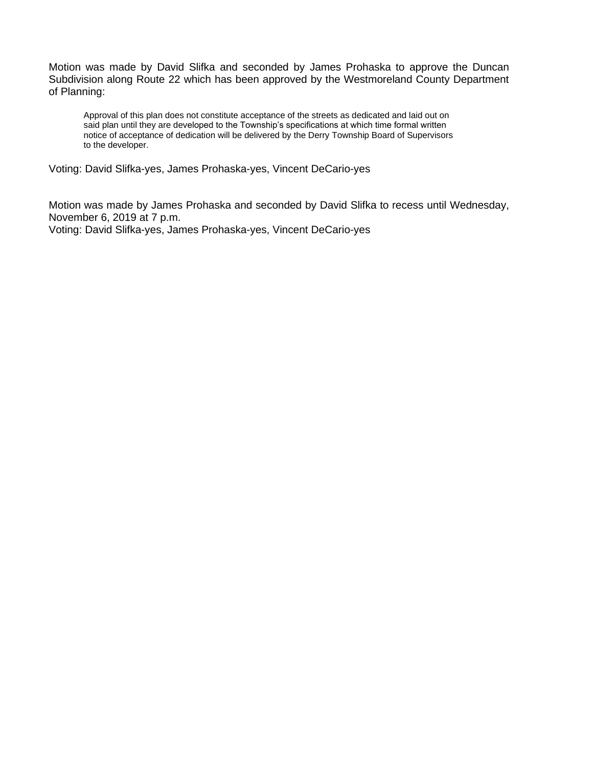Motion was made by David Slifka and seconded by James Prohaska to approve the Duncan Subdivision along Route 22 which has been approved by the Westmoreland County Department of Planning:

> Approval of this plan does not constitute acceptance of the streets as dedicated and laid out on said plan until they are developed to the Township's specifications at which time formal written notice of acceptance of dedication will be delivered by the Derry Township Board of Supervisors to the developer.

Voting: David Slifka-yes, James Prohaska-yes, Vincent DeCario-yes

Motion was made by James Prohaska and seconded by David Slifka to recess until Wednesday, November 6, 2019 at 7 p.m.
Voting: David Slifka-yes, James Prohaska-yes, Vincent DeCario-yes